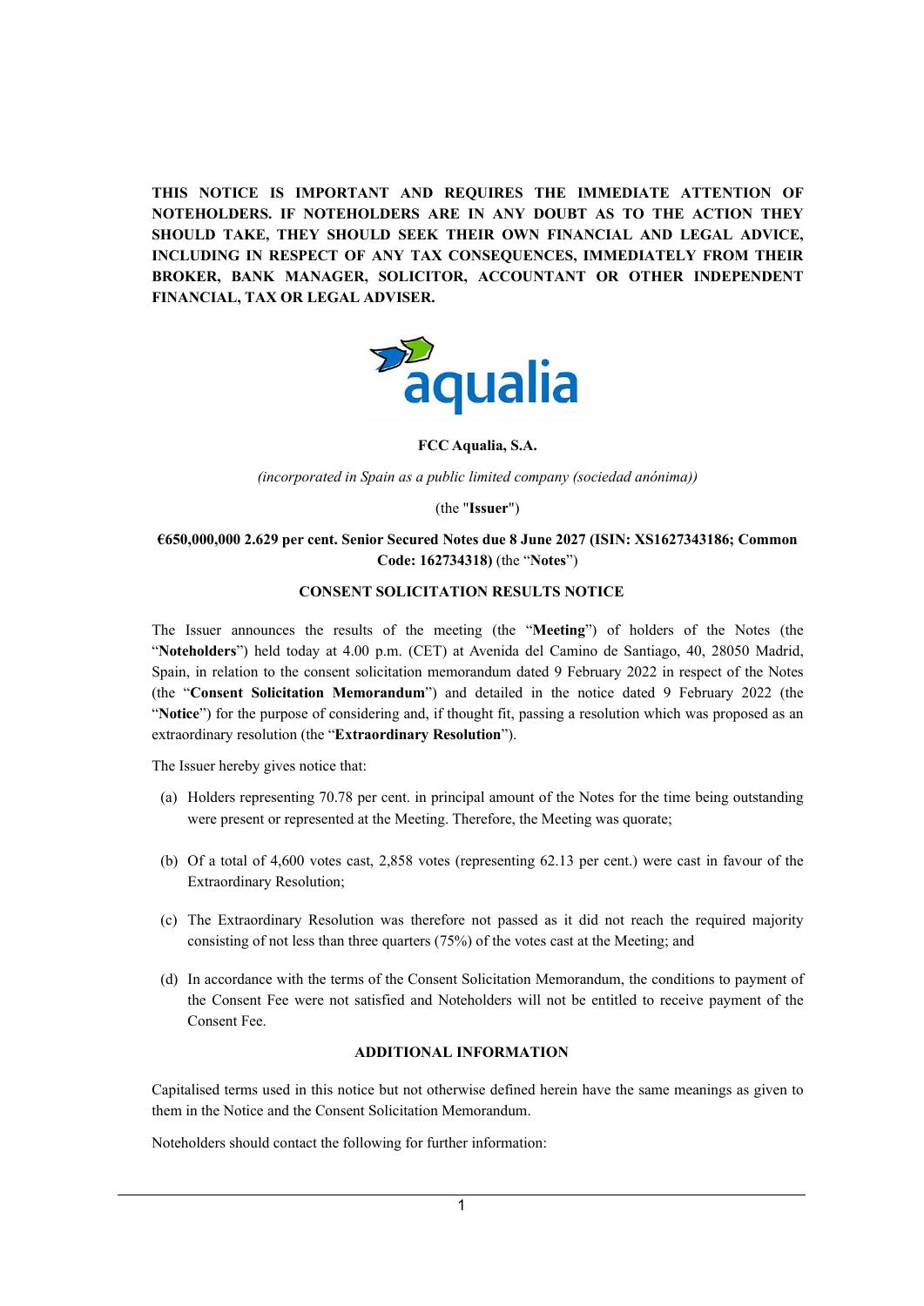**THIS NOTICE IS IMPORTANT AND REQUIRES THE IMMEDIATE ATTENTION OF NOTEHOLDERS. IF NOTEHOLDERS ARE IN ANY DOUBT AS TO THE ACTION THEY SHOULD TAKE, THEY SHOULD SEEK THEIR OWN FINANCIAL AND LEGAL ADVICE, INCLUDING IN RESPECT OF ANY TAX CONSEQUENCES, IMMEDIATELY FROM THEIR BROKER, BANK MANAGER, SOLICITOR, ACCOUNTANT OR OTHER INDEPENDENT FINANCIAL, TAX OR LEGAL ADVISER.**

**FCC Aqualia, S.A.**

*(incorporated in Spain as a public limited company (sociedad anónima))*

(the "**Issuer**")

**€650,000,000 2.629 per cent. Senior Secured Notes due 8 June 2027 (ISIN: XS1627343186; Common Code: 162734318)** (the "**Notes**")

**CONSENT SOLICITATION RESULTS NOTICE**

The Issuer announces the results of the meeting (the "**Meeting**") of holders of the Notes (the "**Noteholders**") held today at 4.00 p.m. (CET) at Avenida del Camino de Santiago, 40, 28050 Madrid, Spain, in relation to the consent solicitation memorandum dated 9 February 2022 in respect of the Notes (the "**Consent Solicitation Memorandum**") and detailed in the notice dated 9 February 2022 (the "**Notice**") for the purpose of considering and, if thought fit, passing a resolution which was proposed as an extraordinary resolution (the "**Extraordinary Resolution**").

The Issuer hereby gives notice that:

(a) Holders representing 70.78 per cent. in principal amount of the Notes for the time being outstanding were present or represented at the Meeting. Therefore, the Meeting was quorate;

(b) Of a total of 4,600 votes cast, 2,858 votes (representing 62.13 per cent.) were cast in favour of the Extraordinary Resolution;

(c) The Extraordinary Resolution was therefore not passed as it did not reach the required majority consisting of not less than three quarters (75%) of the votes cast at the Meeting; and

(d) In accordance with the terms of the Consent Solicitation Memorandum, the conditions to payment of the Consent Fee were not satisfied and Noteholders will not be entitled to receive payment of the Consent Fee.

**ADDITIONAL INFORMATION**

Capitalised terms used in this notice but not otherwise defined herein have the same meanings as given to them in the Notice and the Consent Solicitation Memorandum.

Noteholders should contact the following for further information: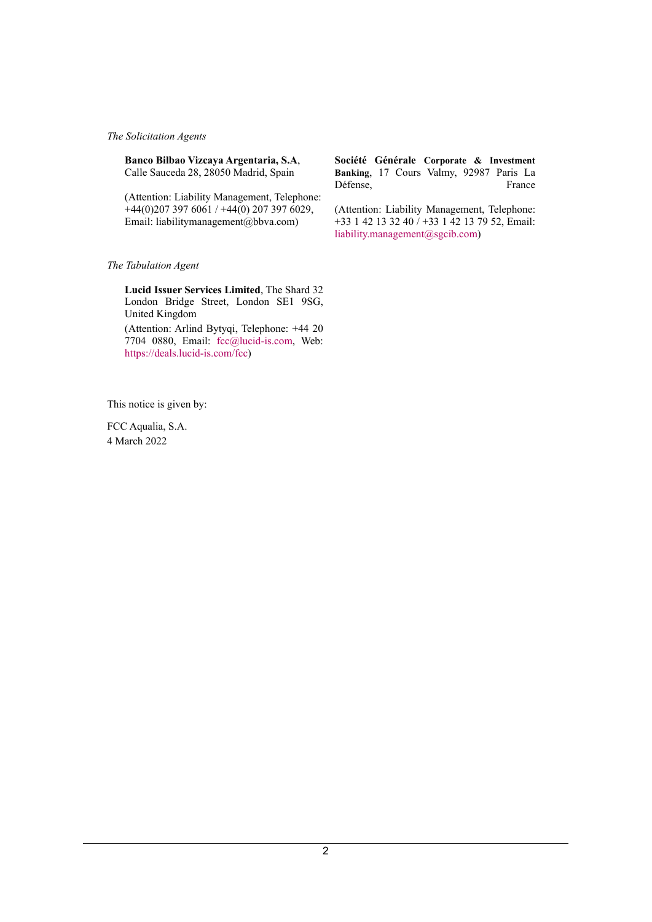*The Solicitation Agents*

**Banco Bilbao Vizcaya Argentaria, S.A**, Calle Sauceda 28, 28050 Madrid, Spain

(Attention: Liability Management, Telephone: +44(0)207 397 6061 / +44(0) 207 397 6029, Email: liabilitymanagement@bbva.com)

**Société Générale Corporate & Investment Banking**, 17 Cours Valmy, 92987 Paris La Défense, France

(Attention: Liability Management, Telephone: +33 1 42 13 32 40 / +33 1 42 13 79 52, Email: liability.management@sgcib.com)

*The Tabulation Agent*

**Lucid Issuer Services Limited**, The Shard 32 London Bridge Street, London SE1 9SG, United Kingdom

(Attention: Arlind Bytyqi, Telephone: +44 20 7704 0880, Email: fcc@lucid-is.com, Web: https://deals.lucid-is.com/fcc)

This notice is given by:

FCC Aqualia, S.A.
4 March 2022